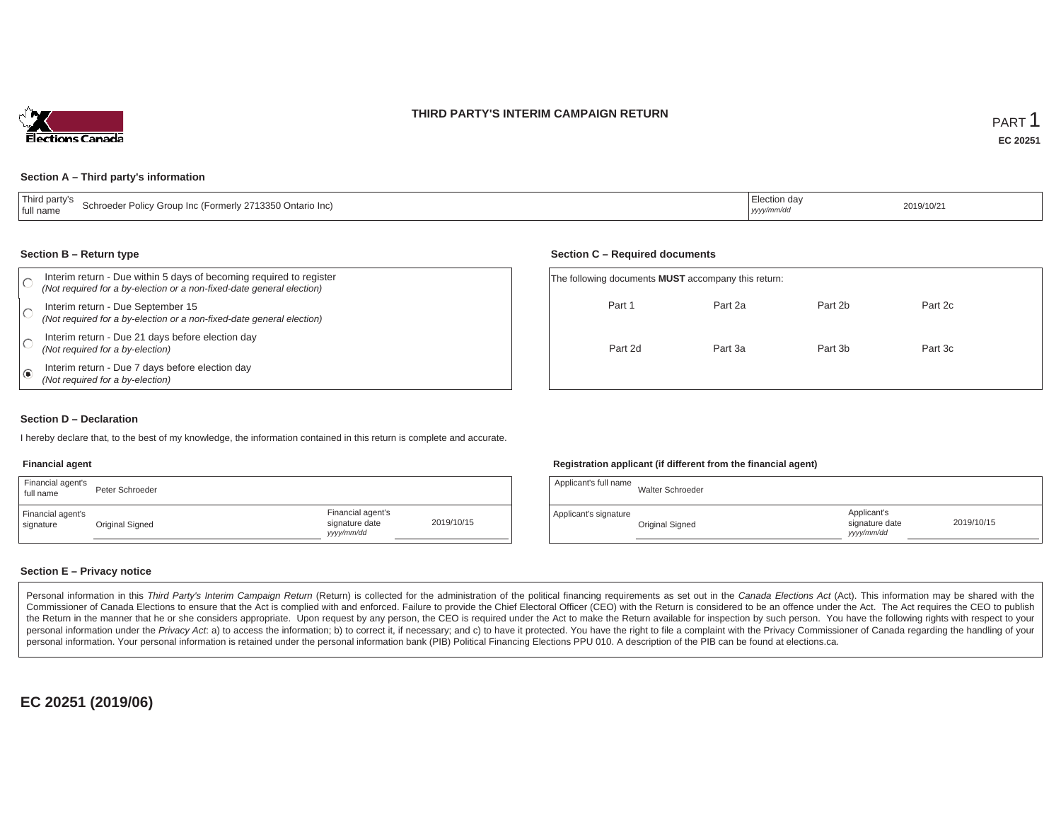Elections Canada

# THIRD PARTY'S INTERIM CAMPAIGN RETURN

PART 1

**EC 20251**

### Section A – Third party's information

| Third party's full name | Schroeder Policy Group Inc (Formerly 2713350 Ontario Inc) | Election day *yyyy/mm/dd* | 2019/10/21 |
|---|---|---|---|

### Section B – Return type

- ○ Interim return - Due within 5 days of becoming required to register *(Not required for a by-election or a non-fixed-date general election)*
- ○ Interim return - Due September 15 *(Not required for a by-election or a non-fixed-date general election)*
- ○ Interim return - Due 21 days before election day *(Not required for a by-election)*
- ◉ Interim return - Due 7 days before election day *(Not required for a by-election)*

### Section C – Required documents

The following documents **MUST** accompany this return:

| | | | |
|---|---|---|---|
| Part 1 | Part 2a | Part 2b | Part 2c |
| Part 2d | Part 3a | Part 3b | Part 3c |

### Section D – Declaration

I hereby declare that, to the best of my knowledge, the information contained in this return is complete and accurate.

**Financial agent**

| Financial agent's full name | Peter Schroeder | | |
|---|---|---|---|
| Financial agent's signature | Original Signed | Financial agent's signature date *yyyy/mm/dd* | 2019/10/15 |

**Registration applicant (if different from the financial agent)**

| Applicant's full name | Walter Schroeder | | |
|---|---|---|---|
| Applicant's signature | Original Signed | Applicant's signature date *yyyy/mm/dd* | 2019/10/15 |

### Section E – Privacy notice

Personal information in this *Third Party's Interim Campaign Return* (Return) is collected for the administration of the political financing requirements as set out in the *Canada Elections Act* (Act). This information may be shared with the Commissioner of Canada Elections to ensure that the Act is complied with and enforced. Failure to provide the Chief Electoral Officer (CEO) with the Return is considered to be an offence under the Act. The Act requires the CEO to publish the Return in the manner that he or she considers appropriate. Upon request by any person, the CEO is required under the Act to make the Return available for inspection by such person. You have the following rights with respect to your personal information under the *Privacy Act*: a) to access the information; b) to correct it, if necessary; and c) to have it protected. You have the right to file a complaint with the Privacy Commissioner of Canada regarding the handling of your personal information. Your personal information is retained under the personal information bank (PIB) Political Financing Elections PPU 010. A description of the PIB can be found at elections.ca.

**EC 20251 (2019/06)**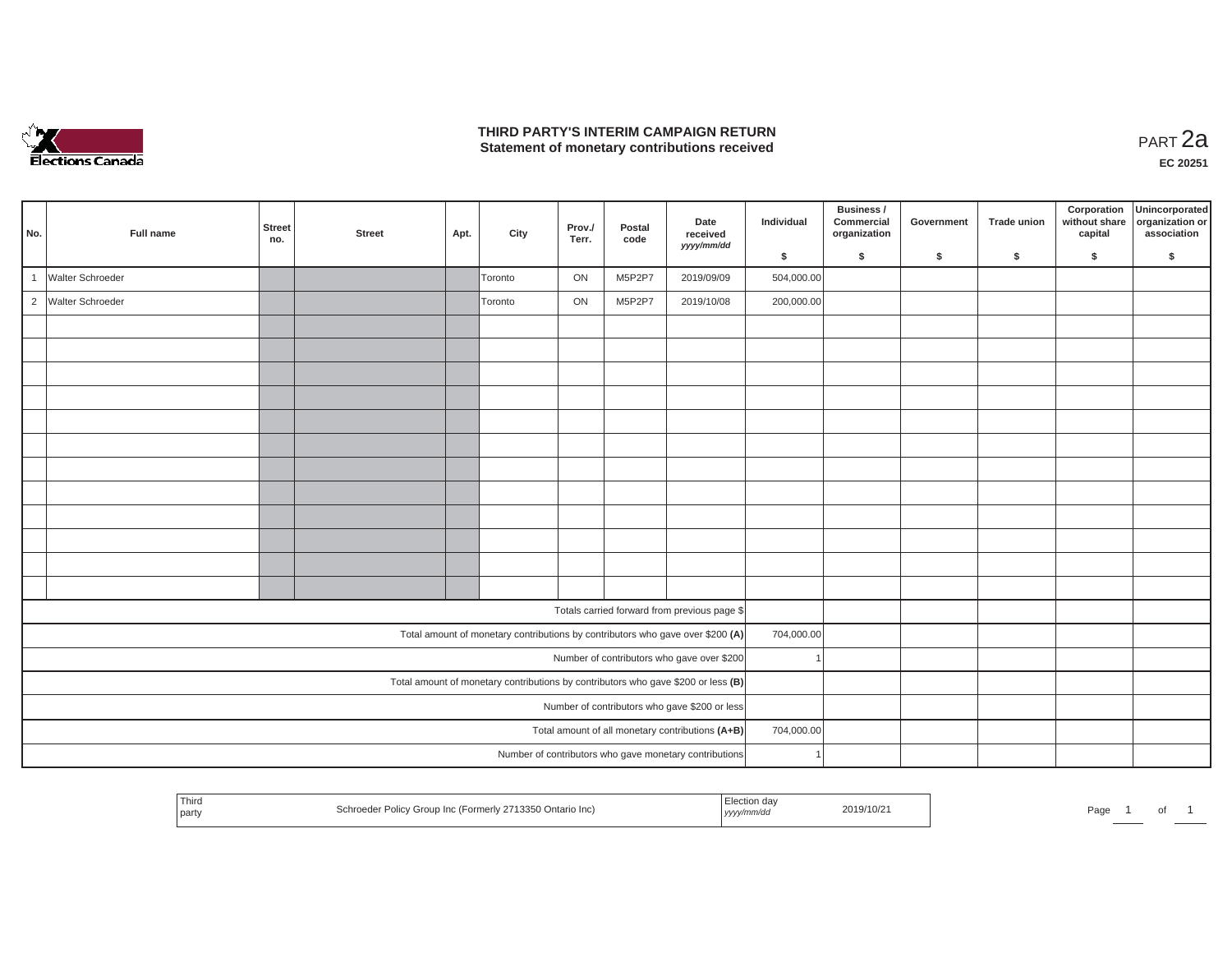# THIRD PARTY'S INTERIM CAMPAIGN RETURN
## Statement of monetary contributions received

PART 2a

**EC 20251**

| No. | Full name | Street no. | Street | Apt. | City | Prov./ Terr. | Postal code | Date received *yyyy/mm/dd* | Individual $ | Business / Commercial organization $ | Government $ | Trade union $ | Corporation without share capital $ | Unincorporated organization or association $ |
|---|---|---|---|---|---|---|---|---|---|---|---|---|---|---|
| 1 | Walter Schroeder | | | | Toronto | ON | M5P2P7 | 2019/09/09 | 504,000.00 | | | | | |
| 2 | Walter Schroeder | | | | Toronto | ON | M5P2P7 | 2019/10/08 | 200,000.00 | | | | | |
| | | | | | | | | | | | | | | |
| | | | | | | | | | | | | | | |
| | | | | | | | | | | | | | | |
| | | | | | | | | | | | | | | |
| | | | | | | | | | | | | | | |
| | | | | | | | | | | | | | | |
| | | | | | | | | | | | | | | |
| | | | | | | | | | | | | | | |
| | | | | | | | | | | | | | | |
| | | | | | | | | | | | | | | |
| | | | | | | | | | | | | | | |
| | | | | | | | | | | | | | | |
| Totals carried forward from previous page $ | | | | | | | | | | | | | | |
| Total amount of monetary contributions by contributors who gave over $200 **(A)** | | | | | | | | | 704,000.00 | | | | | |
| Number of contributors who gave over $200 | | | | | | | | | 1 | | | | | |
| Total amount of monetary contributions by contributors who gave $200 or less **(B)** | | | | | | | | | | | | | | |
| Number of contributors who gave $200 or less | | | | | | | | | | | | | | |
| Total amount of all monetary contributions **(A+B)** | | | | | | | | | 704,000.00 | | | | | |
| Number of contributors who gave monetary contributions | | | | | | | | | 1 | | | | | |

| Third party | Schroeder Policy Group Inc (Formerly 2713350 Ontario Inc) | Election day *yyyy/mm/dd* | 2019/10/21 |
|---|---|---|---|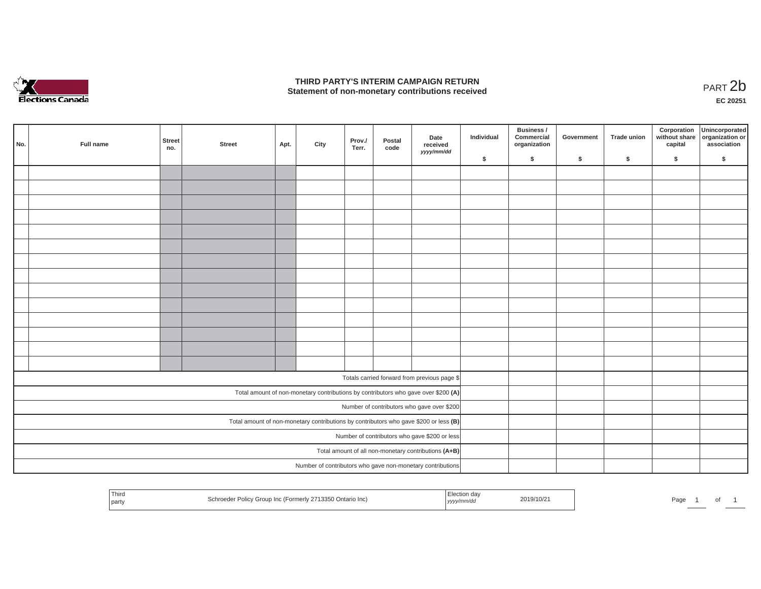# THIRD PARTY'S INTERIM CAMPAIGN RETURN
## Statement of non-monetary contributions received

PART 2b

**EC 20251**

| No. | Full name | Street no. | Street | Apt. | City | Prov./ Terr. | Postal code | Date received *yyyy/mm/dd* | Individual $ | Business / Commercial organization $ | Government $ | Trade union $ | Corporation without share capital $ | Unincorporated organization or association $ |
|---|---|---|---|---|---|---|---|---|---|---|---|---|---|---|
| | | | | | | | | | | | | | | |
| | | | | | | | | | | | | | | |
| | | | | | | | | | | | | | | |
| | | | | | | | | | | | | | | |
| | | | | | | | | | | | | | | |
| | | | | | | | | | | | | | | |
| | | | | | | | | | | | | | | |
| | | | | | | | | | | | | | | |
| | | | | | | | | | | | | | | |
| | | | | | | | | | | | | | | |
| | | | | | | | | | | | | | | |
| | | | | | | | | | | | | | | |
| | | | | | | | | | | | | | | |
| | | | | | | | | | | | | | | |
| Totals carried forward from previous page $ | | | | | | | | | | | | | | |
| Total amount of non-monetary contributions by contributors who gave over $200 **(A)** | | | | | | | | | | | | | | |
| Number of contributors who gave over $200 | | | | | | | | | | | | | | |
| Total amount of non-monetary contributions by contributors who gave $200 or less **(B)** | | | | | | | | | | | | | | |
| Number of contributors who gave $200 or less | | | | | | | | | | | | | | |
| Total amount of all non-monetary contributions **(A+B)** | | | | | | | | | | | | | | |
| Number of contributors who gave non-monetary contributions | | | | | | | | | | | | | | |

| Third party | Schroeder Policy Group Inc (Formerly 2713350 Ontario Inc) | Election day *yyyy/mm/dd* | 2019/10/21 |
|---|---|---|---|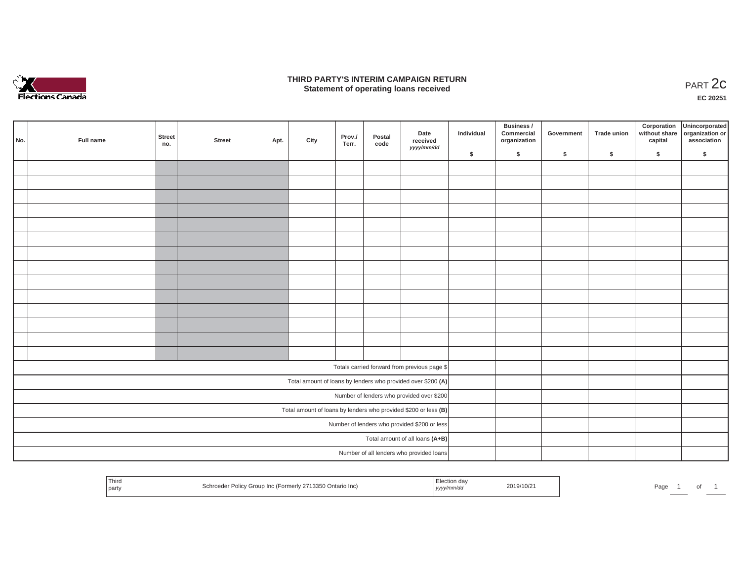# THIRD PARTY'S INTERIM CAMPAIGN RETURN
## Statement of operating loans received

PART 2c

**EC 20251**

| No. | Full name | Street no. | Street | Apt. | City | Prov./ Terr. | Postal code | Date received *yyyy/mm/dd* | Individual $ | Business / Commercial organization $ | Government $ | Trade union $ | Corporation without share capital $ | Unincorporated organization or association $ |
|---|---|---|---|---|---|---|---|---|---|---|---|---|---|---|
| | | | | | | | | | | | | | | |
| | | | | | | | | | | | | | | |
| | | | | | | | | | | | | | | |
| | | | | | | | | | | | | | | |
| | | | | | | | | | | | | | | |
| | | | | | | | | | | | | | | |
| | | | | | | | | | | | | | | |
| | | | | | | | | | | | | | | |
| | | | | | | | | | | | | | | |
| | | | | | | | | | | | | | | |
| | | | | | | | | | | | | | | |
| | | | | | | | | | | | | | | |
| | | | | | | | | | | | | | | |
| | | | | | | | | | | | | | | |
| Totals carried forward from previous page $ | | | | | | | | | | | | | | |
| Total amount of loans by lenders who provided over $200 **(A)** | | | | | | | | | | | | | | |
| Number of lenders who provided over $200 | | | | | | | | | | | | | | |
| Total amount of loans by lenders who provided $200 or less **(B)** | | | | | | | | | | | | | | |
| Number of lenders who provided $200 or less | | | | | | | | | | | | | | |
| Total amount of all loans **(A+B)** | | | | | | | | | | | | | | |
| Number of all lenders who provided loans | | | | | | | | | | | | | | |

| Third party | Schroeder Policy Group Inc (Formerly 2713350 Ontario Inc) | Election day *yyyy/mm/dd* | 2019/10/21 |
|---|---|---|---|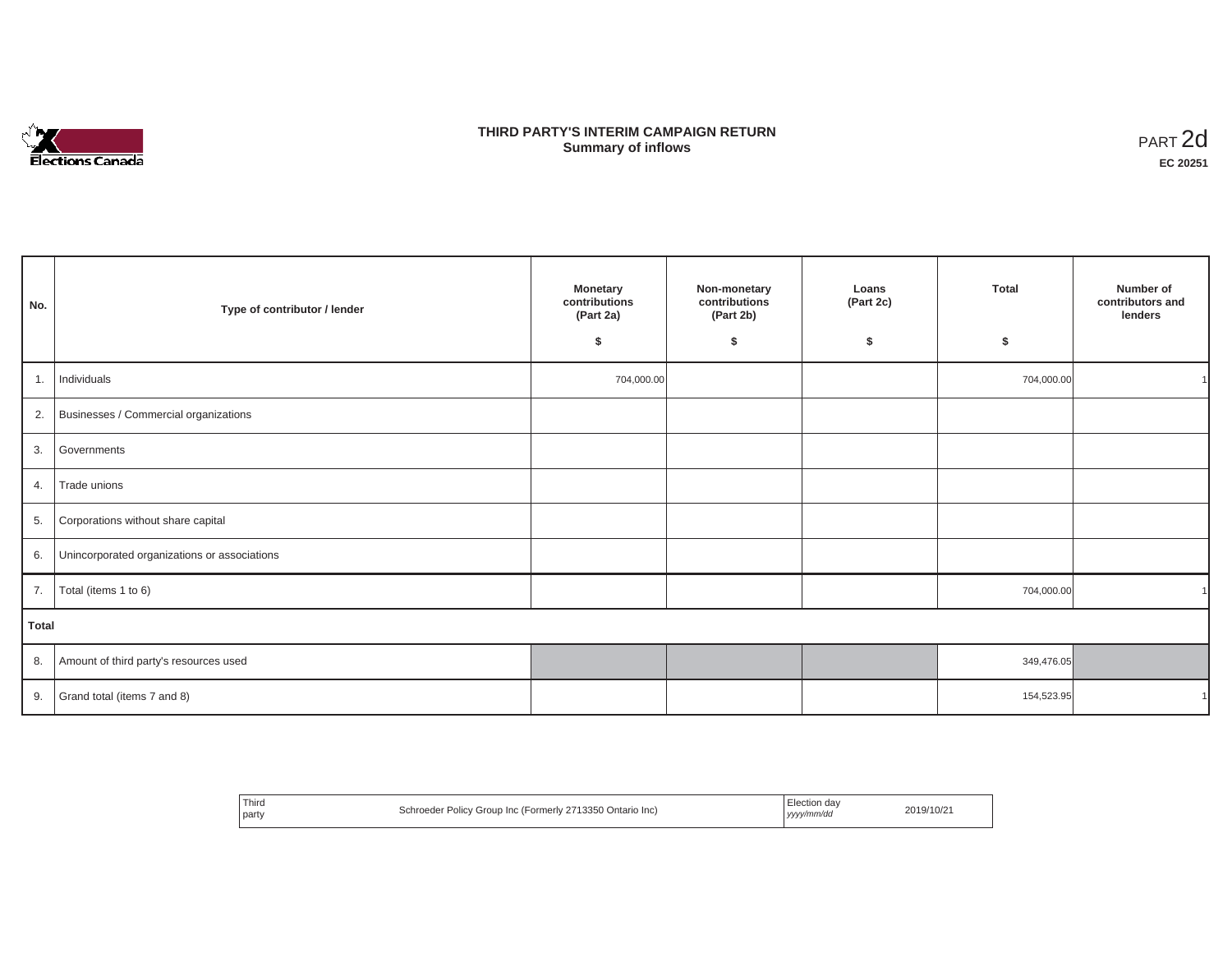# THIRD PARTY'S INTERIM CAMPAIGN RETURN
## Summary of inflows

PART 2d

**EC 20251**

| No. | Type of contributor / lender | Monetary contributions (Part 2a) $ | Non-monetary contributions (Part 2b) $ | Loans (Part 2c) $ | Total $ | Number of contributors and lenders |
|---|---|---|---|---|---|---|
| 1. | Individuals | 704,000.00 | | | 704,000.00 | 1 |
| 2. | Businesses / Commercial organizations | | | | | |
| 3. | Governments | | | | | |
| 4. | Trade unions | | | | | |
| 5. | Corporations without share capital | | | | | |
| 6. | Unincorporated organizations or associations | | | | | |
| 7. | Total (items 1 to 6) | | | | 704,000.00 | 1 |
| **Total** | | | | | | |
| 8. | Amount of third party's resources used | | | | 349,476.05 | |
| 9. | Grand total (items 7 and 8) | | | | 154,523.95 | 1 |

| Third party | Schroeder Policy Group Inc (Formerly 2713350 Ontario Inc) | Election day *yyyy/mm/dd* | 2019/10/21 |
|---|---|---|---|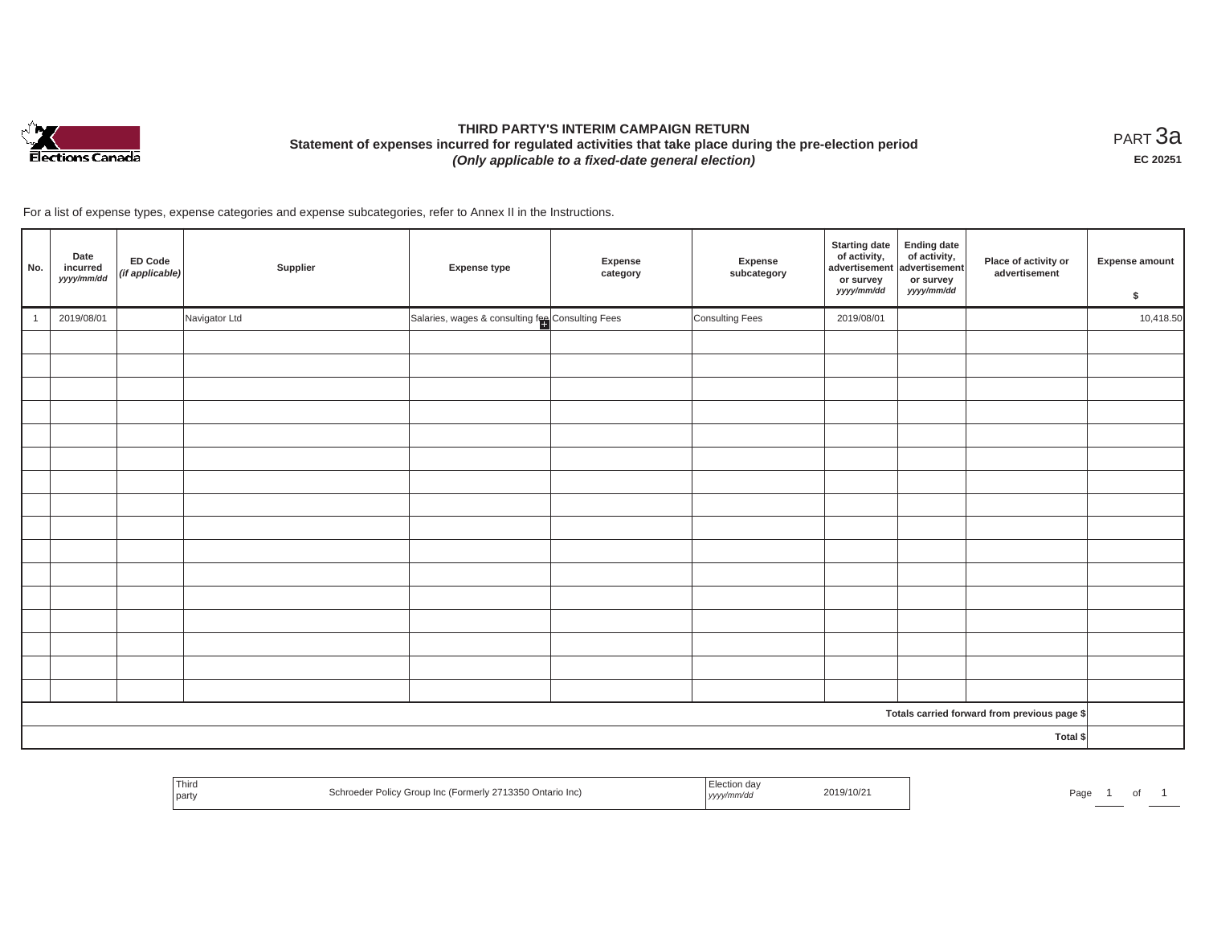# THIRD PARTY'S INTERIM CAMPAIGN RETURN

**Statement of expenses incurred for regulated activities that take place during the pre-election period**

***(Only applicable to a fixed-date general election)***

PART 3a

**EC 20251**

For a list of expense types, expense categories and expense subcategories, refer to Annex II in the Instructions.

| No. | Date incurred *yyyy/mm/dd* | ED Code *(if applicable)* | Supplier | Expense type | Expense category | Expense subcategory | Starting date of activity, advertisement or survey *yyyy/mm/dd* | Ending date of activity, advertisement or survey *yyyy/mm/dd* | Place of activity or advertisement | Expense amount $ |
|---|---|---|---|---|---|---|---|---|---|---|
| 1 | 2019/08/01 | | Navigator Ltd | Salaries, wages & consulting fee | Consulting Fees | Consulting Fees | 2019/08/01 | | | 10,418.50 |
| | | | | | | | | | | |
| | | | | | | | | | | |
| | | | | | | | | | | |
| | | | | | | | | | | |
| | | | | | | | | | | |
| | | | | | | | | | | |
| | | | | | | | | | | |
| | | | | | | | | | | |
| | | | | | | | | | | |
| | | | | | | | | | | |
| | | | | | | | | | | |
| | | | | | | | | | | |
| | | | | | | | | | | |
| | | | | | | | | | | |
| | | | | | | | | | | |
| | | | | | | | | | | |
| **Totals carried forward from previous page $** | | | | | | | | | | |
| **Total $** | | | | | | | | | | |

| Third party | Schroeder Policy Group Inc (Formerly 2713350 Ontario Inc) | Election day *yyyy/mm/dd* | 2019/10/21 |
|---|---|---|---|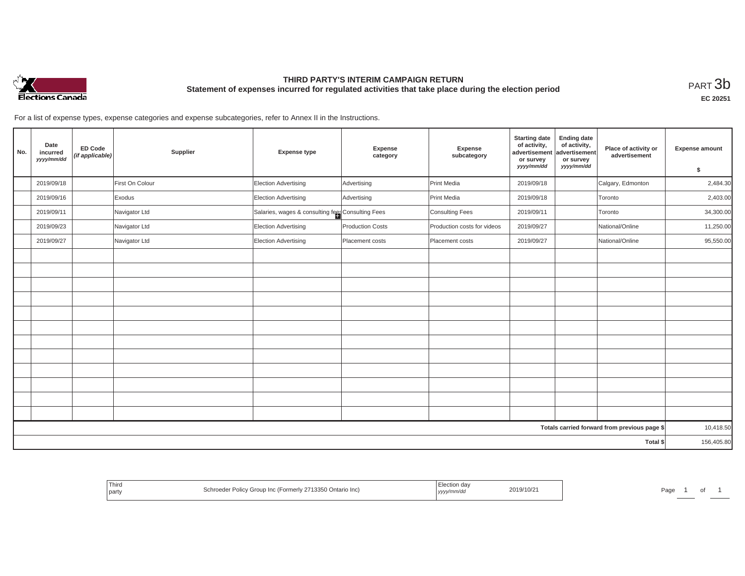# THIRD PARTY'S INTERIM CAMPAIGN RETURN

## Statement of expenses incurred for regulated activities that take place during the election period

PART 3b

**EC 20251**

For a list of expense types, expense categories and expense subcategories, refer to Annex II in the Instructions.

| No. | Date incurred *yyyy/mm/dd* | ED Code *(if applicable)* | Supplier | Expense type | Expense category | Expense subcategory | Starting date of activity, advertisement or survey *yyyy/mm/dd* | Ending date of activity, advertisement or survey *yyyy/mm/dd* | Place of activity or advertisement | Expense amount $ |
|---|---|---|---|---|---|---|---|---|---|---|
| | 2019/09/18 | | First On Colour | Election Advertising | Advertising | Print Media | 2019/09/18 | | Calgary, Edmonton | 2,484.30 |
| | 2019/09/16 | | Exodus | Election Advertising | Advertising | Print Media | 2019/09/18 | | Toronto | 2,403.00 |
| | 2019/09/11 | | Navigator Ltd | Salaries, wages & consulting fees | Consulting Fees | Consulting Fees | 2019/09/11 | | Toronto | 34,300.00 |
| | 2019/09/23 | | Navigator Ltd | Election Advertising | Production Costs | Production costs for videos | 2019/09/27 | | National/Online | 11,250.00 |
| | 2019/09/27 | | Navigator Ltd | Election Advertising | Placement costs | Placement costs | 2019/09/27 | | National/Online | 95,550.00 |
| | | | | | | | | | | |
| | | | | | | | | | | |
| | | | | | | | | | | |
| | | | | | | | | | | |
| | | | | | | | | | | |
| | | | | | | | | | | |
| | | | | | | | | | | |
| | | | | | | | | | | |
| | | | | | | | | | | |
| | | | | | | | | | | |
| | | | | | | | | | | |
| | | | | | | | | | | |
| | | | | | | | | | **Totals carried forward from previous page $** | 10,418.50 |
| | | | | | | | | | **Total $** | 156,405.80 |

| Third party | Schroeder Policy Group Inc (Formerly 2713350 Ontario Inc) | Election day *yyyy/mm/dd* | 2019/10/21 |
|---|---|---|---|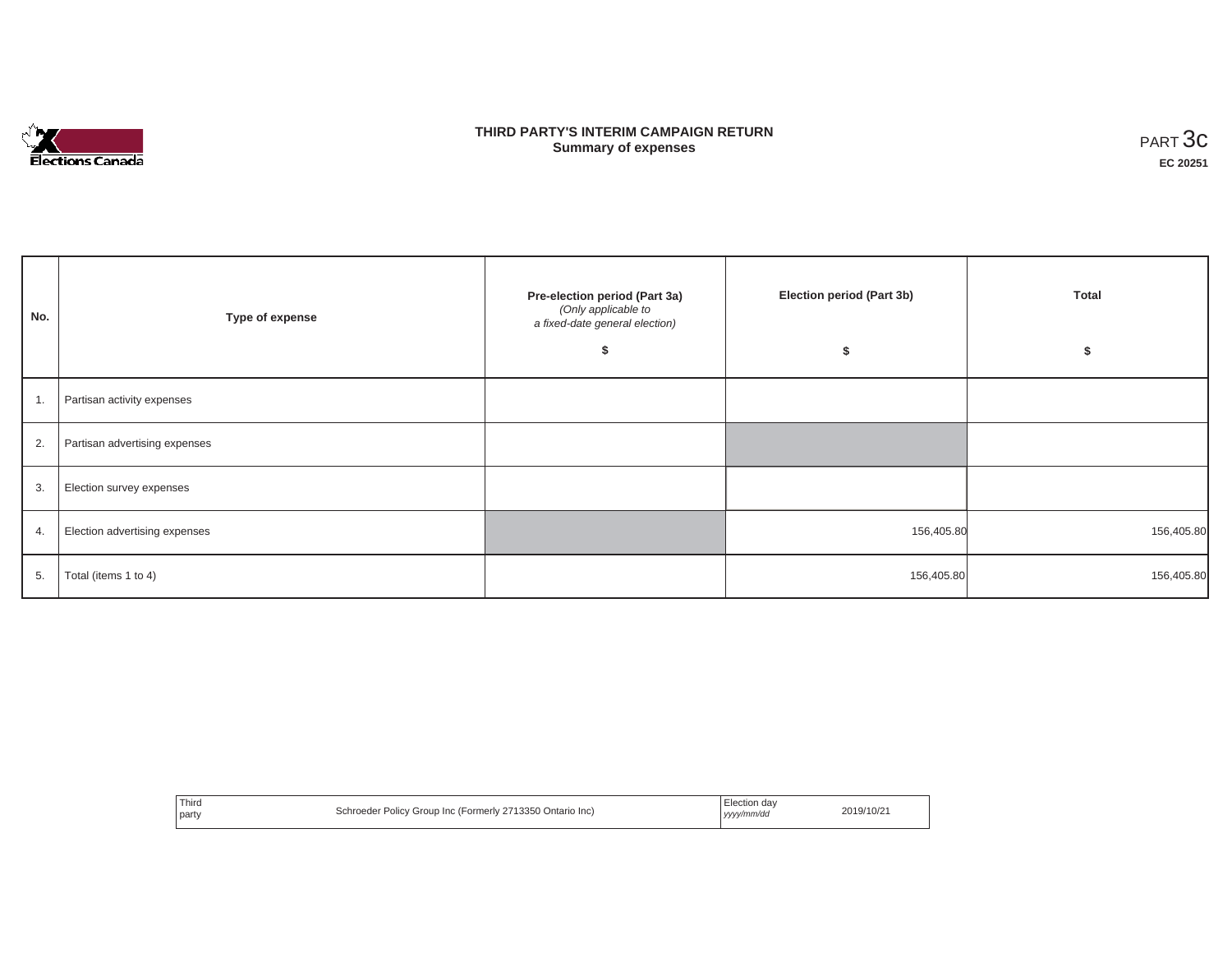# THIRD PARTY'S INTERIM CAMPAIGN RETURN
## Summary of expenses

PART 3c
**EC 20251**

| No. | Type of expense | Pre-election period (Part 3a) *(Only applicable to a fixed-date general election)* $ | Election period (Part 3b) $ | Total $ |
|---|---|---|---|---|
| 1. | Partisan activity expenses | | | |
| 2. | Partisan advertising expenses | | | |
| 3. | Election survey expenses | | | |
| 4. | Election advertising expenses | | 156,405.80 | 156,405.80 |
| 5. | Total (items 1 to 4) | | 156,405.80 | 156,405.80 |

| | | | |
|---|---|---|---|
| Third party | Schroeder Policy Group Inc (Formerly 2713350 Ontario Inc) | Election day *yyyy/mm/dd* | 2019/10/21 |